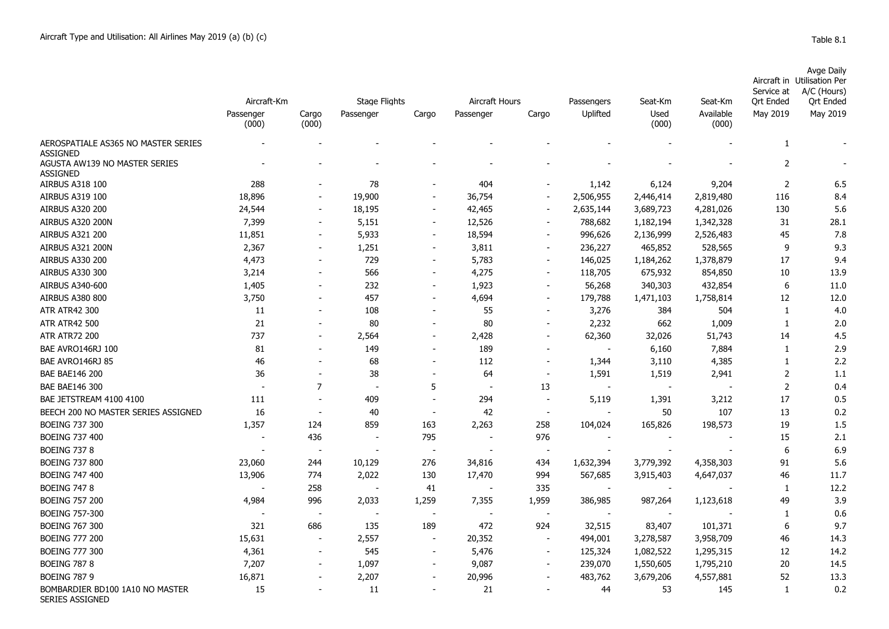Aircraft Type and Utilisation: All Airlines May 2019 (a) (b) (c)

Table 8.1

| | Aircraft-Km | | Stage Flights | | Aircraft Hours | | Passengers | Seat-Km | Seat-Km | Aircraft in Service at Qrt Ended | Avge Daily Utilisation Per A/C (Hours) Qrt Ended |
|---|---|---|---|---|---|---|---|---|---|---|---|
| | Passenger (000) | Cargo (000) | Passenger | Cargo | Passenger | Cargo | Uplifted | Used (000) | Available (000) | May 2019 | May 2019 |
| AEROSPATIALE AS365 NO MASTER SERIES ASSIGNED | - | - | - | - | - | - | - | - | - | 1 | - |
| AGUSTA AW139 NO MASTER SERIES ASSIGNED | - | - | - | - | - | - | - | - | - | 2 | - |
| AIRBUS A318 100 | 288 | - | 78 | - | 404 | - | 1,142 | 6,124 | 9,204 | 2 | 6.5 |
| AIRBUS A319 100 | 18,896 | - | 19,900 | - | 36,754 | - | 2,506,955 | 2,446,414 | 2,819,480 | 116 | 8.4 |
| AIRBUS A320 200 | 24,544 | - | 18,195 | - | 42,465 | - | 2,635,144 | 3,689,723 | 4,281,026 | 130 | 5.6 |
| AIRBUS A320 200N | 7,399 | - | 5,151 | - | 12,526 | - | 788,682 | 1,182,194 | 1,342,328 | 31 | 28.1 |
| AIRBUS A321 200 | 11,851 | - | 5,933 | - | 18,594 | - | 996,626 | 2,136,999 | 2,526,483 | 45 | 7.8 |
| AIRBUS A321 200N | 2,367 | - | 1,251 | - | 3,811 | - | 236,227 | 465,852 | 528,565 | 9 | 9.3 |
| AIRBUS A330 200 | 4,473 | - | 729 | - | 5,783 | - | 146,025 | 1,184,262 | 1,378,879 | 17 | 9.4 |
| AIRBUS A330 300 | 3,214 | - | 566 | - | 4,275 | - | 118,705 | 675,932 | 854,850 | 10 | 13.9 |
| AIRBUS A340-600 | 1,405 | - | 232 | - | 1,923 | - | 56,268 | 340,303 | 432,854 | 6 | 11.0 |
| AIRBUS A380 800 | 3,750 | - | 457 | - | 4,694 | - | 179,788 | 1,471,103 | 1,758,814 | 12 | 12.0 |
| ATR ATR42 300 | 11 | - | 108 | - | 55 | - | 3,276 | 384 | 504 | 1 | 4.0 |
| ATR ATR42 500 | 21 | - | 80 | - | 80 | - | 2,232 | 662 | 1,009 | 1 | 2.0 |
| ATR ATR72 200 | 737 | - | 2,564 | - | 2,428 | - | 62,360 | 32,026 | 51,743 | 14 | 4.5 |
| BAE AVRO146RJ 100 | 81 | - | 149 | - | 189 | - | - | 6,160 | 7,884 | 1 | 2.9 |
| BAE AVRO146RJ 85 | 46 | - | 68 | - | 112 | - | 1,344 | 3,110 | 4,385 | 1 | 2.2 |
| BAE BAE146 200 | 36 | - | 38 | - | 64 | - | 1,591 | 1,519 | 2,941 | 2 | 1.1 |
| BAE BAE146 300 | - | 7 | - | 5 | - | 13 | - | - | - | 2 | 0.4 |
| BAE JETSTREAM 4100 4100 | 111 | - | 409 | - | 294 | - | 5,119 | 1,391 | 3,212 | 17 | 0.5 |
| BEECH 200 NO MASTER SERIES ASSIGNED | 16 | - | 40 | - | 42 | - | - | 50 | 107 | 13 | 0.2 |
| BOEING 737 300 | 1,357 | 124 | 859 | 163 | 2,263 | 258 | 104,024 | 165,826 | 198,573 | 19 | 1.5 |
| BOEING 737 400 | - | 436 | - | 795 | - | 976 | - | - | - | 15 | 2.1 |
| BOEING 737 8 | - | - | - | - | - | - | - | - | - | 6 | 6.9 |
| BOEING 737 800 | 23,060 | 244 | 10,129 | 276 | 34,816 | 434 | 1,632,394 | 3,779,392 | 4,358,303 | 91 | 5.6 |
| BOEING 747 400 | 13,906 | 774 | 2,022 | 130 | 17,470 | 994 | 567,685 | 3,915,403 | 4,647,037 | 46 | 11.7 |
| BOEING 747 8 | - | 258 | - | 41 | - | 335 | - | - | - | 1 | 12.2 |
| BOEING 757 200 | 4,984 | 996 | 2,033 | 1,259 | 7,355 | 1,959 | 386,985 | 987,264 | 1,123,618 | 49 | 3.9 |
| BOEING 757-300 | - | - | - | - | - | - | - | - | - | 1 | 0.6 |
| BOEING 767 300 | 321 | 686 | 135 | 189 | 472 | 924 | 32,515 | 83,407 | 101,371 | 6 | 9.7 |
| BOEING 777 200 | 15,631 | - | 2,557 | - | 20,352 | - | 494,001 | 3,278,587 | 3,958,709 | 46 | 14.3 |
| BOEING 777 300 | 4,361 | - | 545 | - | 5,476 | - | 125,324 | 1,082,522 | 1,295,315 | 12 | 14.2 |
| BOEING 787 8 | 7,207 | - | 1,097 | - | 9,087 | - | 239,070 | 1,550,605 | 1,795,210 | 20 | 14.5 |
| BOEING 787 9 | 16,871 | - | 2,207 | - | 20,996 | - | 483,762 | 3,679,206 | 4,557,881 | 52 | 13.3 |
| BOMBARDIER BD100 1A10 NO MASTER SERIES ASSIGNED | 15 | - | 11 | - | 21 | - | 44 | 53 | 145 | 1 | 0.2 |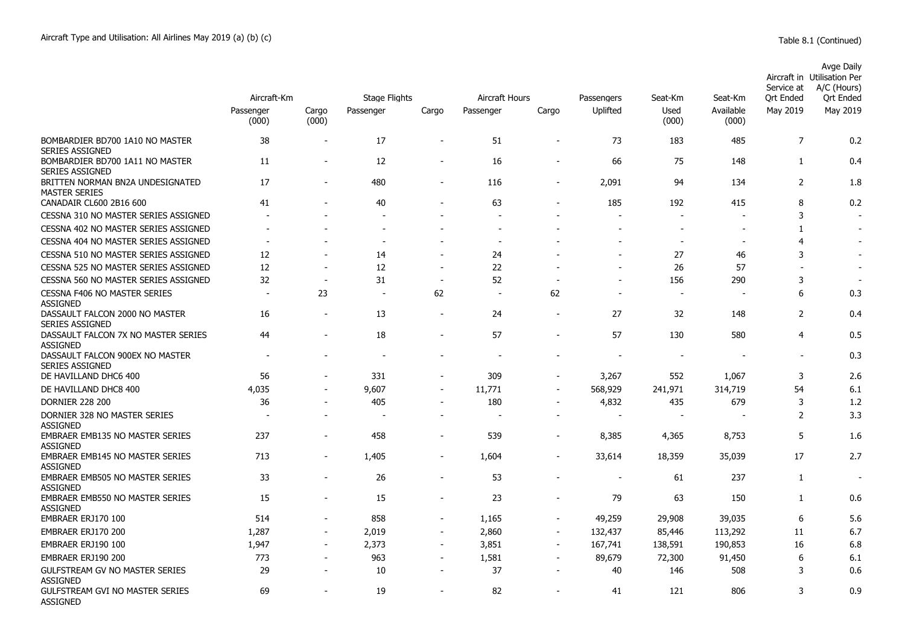Aircraft Type and Utilisation: All Airlines May 2019 (a) (b) (c)

Table 8.1 (Continued)

| | Aircraft-Km | | Stage Flights | | Aircraft Hours | | Passengers | Seat-Km | Seat-Km | Aircraft in Service at Qrt Ended | Avge Daily Utilisation Per A/C (Hours) Qrt Ended |
|---|---|---|---|---|---|---|---|---|---|---|---|
| | Passenger (000) | Cargo (000) | Passenger | Cargo | Passenger | Cargo | Uplifted | Used (000) | Available (000) | May 2019 | May 2019 |
| BOMBARDIER BD700 1A10 NO MASTER SERIES ASSIGNED | 38 | - | 17 | - | 51 | - | 73 | 183 | 485 | 7 | 0.2 |
| BOMBARDIER BD700 1A11 NO MASTER SERIES ASSIGNED | 11 | - | 12 | - | 16 | - | 66 | 75 | 148 | 1 | 0.4 |
| BRITTEN NORMAN BN2A UNDESIGNATED MASTER SERIES | 17 | - | 480 | - | 116 | - | 2,091 | 94 | 134 | 2 | 1.8 |
| CANADAIR CL600 2B16 600 | 41 | - | 40 | - | 63 | - | 185 | 192 | 415 | 8 | 0.2 |
| CESSNA 310 NO MASTER SERIES ASSIGNED | - | - | - | - | - | - | - | - | - | 3 | - |
| CESSNA 402 NO MASTER SERIES ASSIGNED | - | - | - | - | - | - | - | - | - | 1 | - |
| CESSNA 404 NO MASTER SERIES ASSIGNED | - | - | - | - | - | - | - | - | - | 4 | - |
| CESSNA 510 NO MASTER SERIES ASSIGNED | 12 | - | 14 | - | 24 | - | - | 27 | 46 | 3 | - |
| CESSNA 525 NO MASTER SERIES ASSIGNED | 12 | - | 12 | - | 22 | - | - | 26 | 57 | - | - |
| CESSNA 560 NO MASTER SERIES ASSIGNED | 32 | - | 31 | - | 52 | - | - | 156 | 290 | 3 | - |
| CESSNA F406 NO MASTER SERIES ASSIGNED | - | 23 | - | 62 | - | 62 | - | - | - | 6 | 0.3 |
| DASSAULT FALCON 2000 NO MASTER SERIES ASSIGNED | 16 | - | 13 | - | 24 | - | 27 | 32 | 148 | 2 | 0.4 |
| DASSAULT FALCON 7X NO MASTER SERIES ASSIGNED | 44 | - | 18 | - | 57 | - | 57 | 130 | 580 | 4 | 0.5 |
| DASSAULT FALCON 900EX NO MASTER SERIES ASSIGNED | - | - | - | - | - | - | - | - | - | - | 0.3 |
| DE HAVILLAND DHC6 400 | 56 | - | 331 | - | 309 | - | 3,267 | 552 | 1,067 | 3 | 2.6 |
| DE HAVILLAND DHC8 400 | 4,035 | - | 9,607 | - | 11,771 | - | 568,929 | 241,971 | 314,719 | 54 | 6.1 |
| DORNIER 228 200 | 36 | - | 405 | - | 180 | - | 4,832 | 435 | 679 | 3 | 1.2 |
| DORNIER 328 NO MASTER SERIES ASSIGNED | - | - | - | - | - | - | - | - | - | 2 | 3.3 |
| EMBRAER EMB135 NO MASTER SERIES ASSIGNED | 237 | - | 458 | - | 539 | - | 8,385 | 4,365 | 8,753 | 5 | 1.6 |
| EMBRAER EMB145 NO MASTER SERIES ASSIGNED | 713 | - | 1,405 | - | 1,604 | - | 33,614 | 18,359 | 35,039 | 17 | 2.7 |
| EMBRAER EMB505 NO MASTER SERIES ASSIGNED | 33 | - | 26 | - | 53 | - | - | 61 | 237 | 1 | - |
| EMBRAER EMB550 NO MASTER SERIES ASSIGNED | 15 | - | 15 | - | 23 | - | 79 | 63 | 150 | 1 | 0.6 |
| EMBRAER ERJ170 100 | 514 | - | 858 | - | 1,165 | - | 49,259 | 29,908 | 39,035 | 6 | 5.6 |
| EMBRAER ERJ170 200 | 1,287 | - | 2,019 | - | 2,860 | - | 132,437 | 85,446 | 113,292 | 11 | 6.7 |
| EMBRAER ERJ190 100 | 1,947 | - | 2,373 | - | 3,851 | - | 167,741 | 138,591 | 190,853 | 16 | 6.8 |
| EMBRAER ERJ190 200 | 773 | - | 963 | - | 1,581 | - | 89,679 | 72,300 | 91,450 | 6 | 6.1 |
| GULFSTREAM GV NO MASTER SERIES ASSIGNED | 29 | - | 10 | - | 37 | - | 40 | 146 | 508 | 3 | 0.6 |
| GULFSTREAM GVI NO MASTER SERIES ASSIGNED | 69 | - | 19 | - | 82 | - | 41 | 121 | 806 | 3 | 0.9 |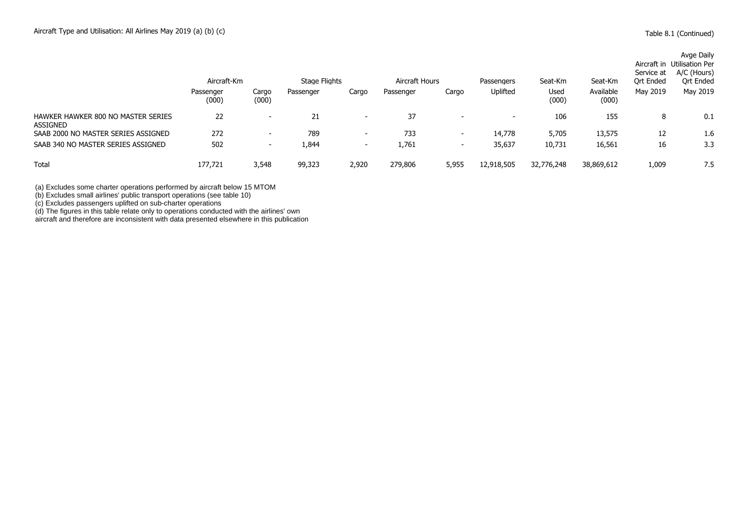Aircraft Type and Utilisation: All Airlines May 2019 (a) (b) (c)

Table 8.1 (Continued)

| | Aircraft-Km | | Stage Flights | | Aircraft Hours | | Passengers | Seat-Km | Seat-Km | Aircraft in Service at Qrt Ended | Avge Daily Utilisation Per A/C (Hours) Qrt Ended |
|---|---|---|---|---|---|---|---|---|---|---|---|
| | Passenger (000) | Cargo (000) | Passenger | Cargo | Passenger | Cargo | Uplifted | Used (000) | Available (000) | May 2019 | May 2019 |
| HAWKER HAWKER 800 NO MASTER SERIES ASSIGNED | 22 | - | 21 | - | 37 | - | - | 106 | 155 | 8 | 0.1 |
| SAAB 2000 NO MASTER SERIES ASSIGNED | 272 | - | 789 | - | 733 | - | 14,778 | 5,705 | 13,575 | 12 | 1.6 |
| SAAB 340 NO MASTER SERIES ASSIGNED | 502 | - | 1,844 | - | 1,761 | - | 35,637 | 10,731 | 16,561 | 16 | 3.3 |
| Total | 177,721 | 3,548 | 99,323 | 2,920 | 279,806 | 5,955 | 12,918,505 | 32,776,248 | 38,869,612 | 1,009 | 7.5 |

(a) Excludes some charter operations performed by aircraft below 15 MTOM
(b) Excludes small airlines' public transport operations (see table 10)
(c) Excludes passengers uplifted on sub-charter operations
(d) The figures in this table relate only to operations conducted with the airlines' own aircraft and therefore are inconsistent with data presented elsewhere in this publication